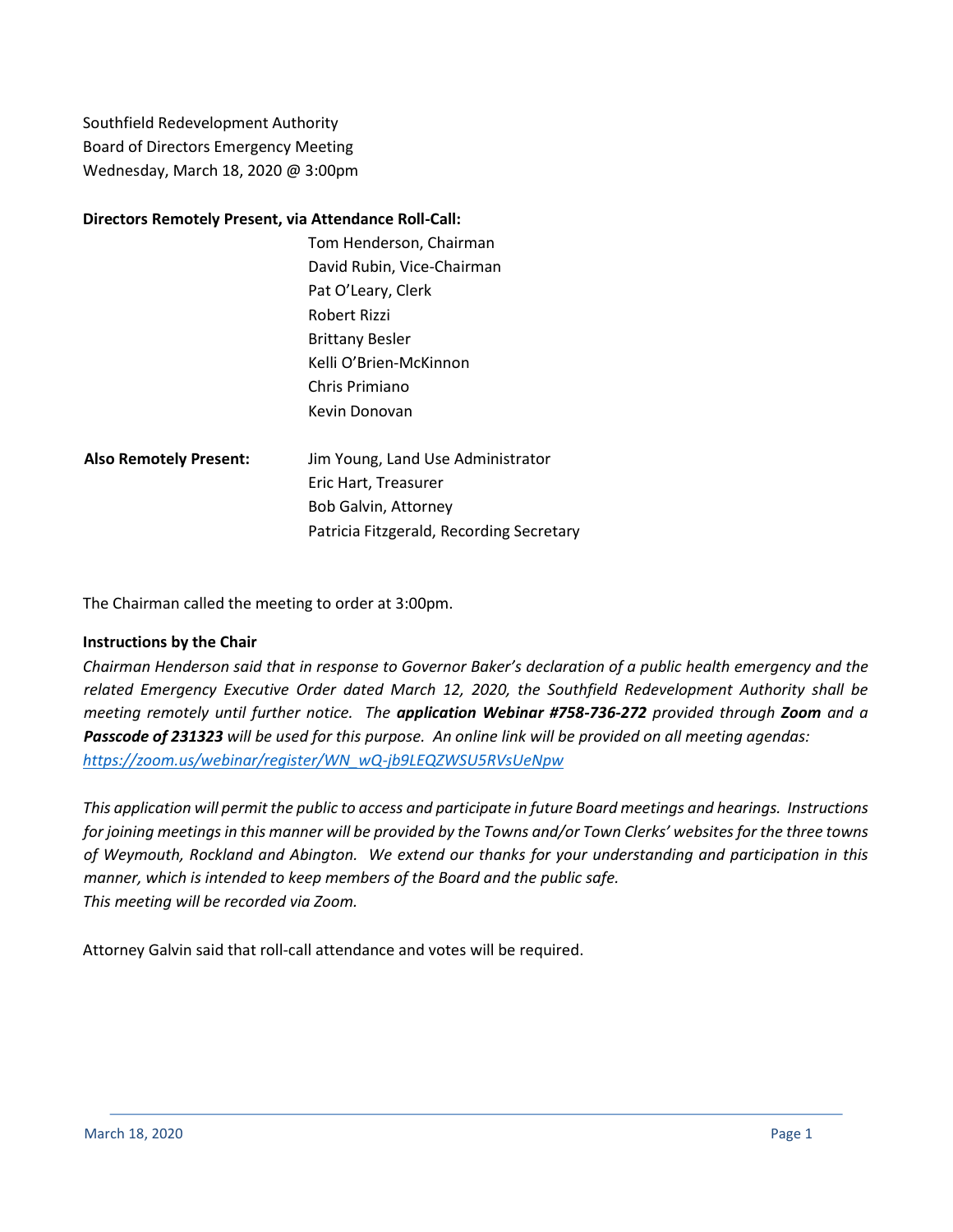Southfield Redevelopment Authority
Board of Directors Emergency Meeting
Wednesday, March 18, 2020 @ 3:00pm

**Directors Remotely Present, via Attendance Roll-Call:**

Tom Henderson, Chairman
David Rubin, Vice-Chairman
Pat O'Leary, Clerk
Robert Rizzi
Brittany Besler
Kelli O'Brien-McKinnon
Chris Primiano
Kevin Donovan

**Also Remotely Present:**

Jim Young, Land Use Administrator
Eric Hart, Treasurer
Bob Galvin, Attorney
Patricia Fitzgerald, Recording Secretary

The Chairman called the meeting to order at 3:00pm.

**Instructions by the Chair**

*Chairman Henderson said that in response to Governor Baker's declaration of a public health emergency and the related Emergency Executive Order dated March 12, 2020, the Southfield Redevelopment Authority shall be meeting remotely until further notice. The* ***application Webinar #758-736-272*** *provided through* ***Zoom*** *and a* ***Passcode of 231323*** *will be used for this purpose. An online link will be provided on all meeting agendas:* *https://zoom.us/webinar/register/WN_wQ-jb9LEQZWSU5RVsUeNpw*

*This application will permit the public to access and participate in future Board meetings and hearings. Instructions for joining meetings in this manner will be provided by the Towns and/or Town Clerks' websites for the three towns of Weymouth, Rockland and Abington. We extend our thanks for your understanding and participation in this manner, which is intended to keep members of the Board and the public safe.*
*This meeting will be recorded via Zoom.*

Attorney Galvin said that roll-call attendance and votes will be required.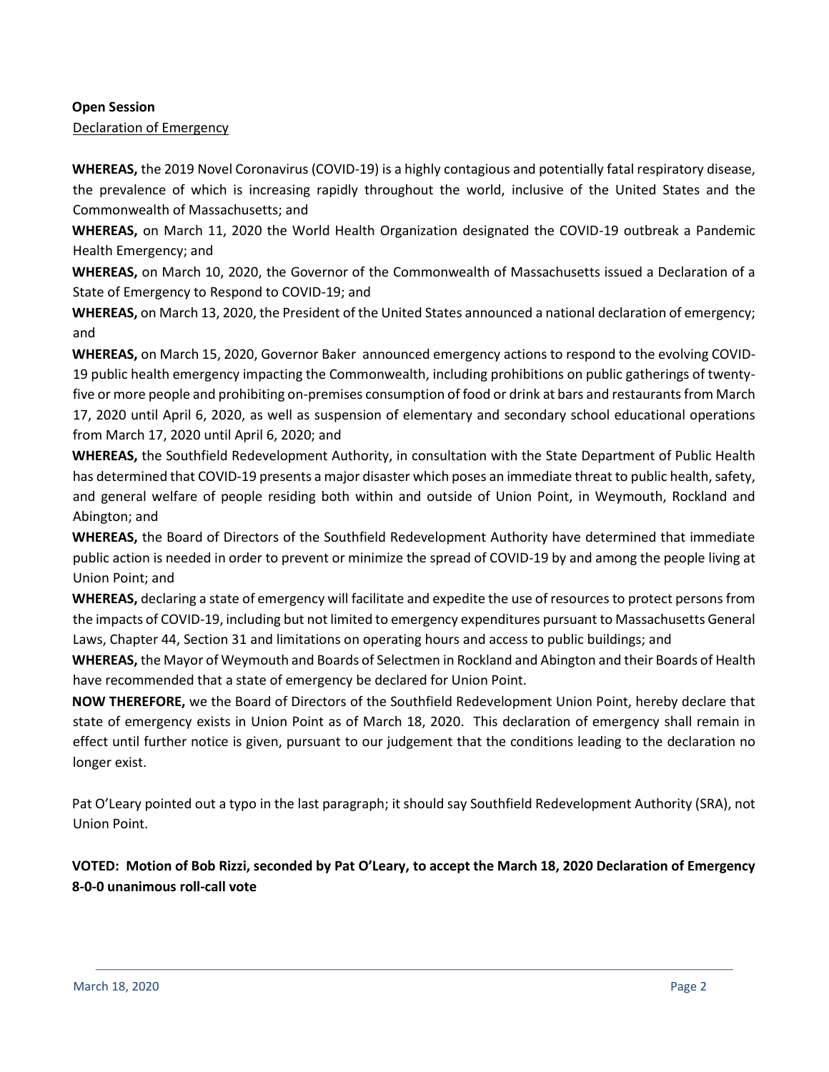**Open Session**

Declaration of Emergency

**WHEREAS,** the 2019 Novel Coronavirus (COVID-19) is a highly contagious and potentially fatal respiratory disease, the prevalence of which is increasing rapidly throughout the world, inclusive of the United States and the Commonwealth of Massachusetts; and

**WHEREAS,** on March 11, 2020 the World Health Organization designated the COVID-19 outbreak a Pandemic Health Emergency; and

**WHEREAS,** on March 10, 2020, the Governor of the Commonwealth of Massachusetts issued a Declaration of a State of Emergency to Respond to COVID-19; and

**WHEREAS,** on March 13, 2020, the President of the United States announced a national declaration of emergency; and

**WHEREAS,** on March 15, 2020, Governor Baker announced emergency actions to respond to the evolving COVID-19 public health emergency impacting the Commonwealth, including prohibitions on public gatherings of twenty-five or more people and prohibiting on-premises consumption of food or drink at bars and restaurants from March 17, 2020 until April 6, 2020, as well as suspension of elementary and secondary school educational operations from March 17, 2020 until April 6, 2020; and

**WHEREAS,** the Southfield Redevelopment Authority, in consultation with the State Department of Public Health has determined that COVID-19 presents a major disaster which poses an immediate threat to public health, safety, and general welfare of people residing both within and outside of Union Point, in Weymouth, Rockland and Abington; and

**WHEREAS,** the Board of Directors of the Southfield Redevelopment Authority have determined that immediate public action is needed in order to prevent or minimize the spread of COVID-19 by and among the people living at Union Point; and

**WHEREAS,** declaring a state of emergency will facilitate and expedite the use of resources to protect persons from the impacts of COVID-19, including but not limited to emergency expenditures pursuant to Massachusetts General Laws, Chapter 44, Section 31 and limitations on operating hours and access to public buildings; and

**WHEREAS,** the Mayor of Weymouth and Boards of Selectmen in Rockland and Abington and their Boards of Health have recommended that a state of emergency be declared for Union Point.

**NOW THEREFORE,** we the Board of Directors of the Southfield Redevelopment Union Point, hereby declare that state of emergency exists in Union Point as of March 18, 2020. This declaration of emergency shall remain in effect until further notice is given, pursuant to our judgement that the conditions leading to the declaration no longer exist.

Pat O'Leary pointed out a typo in the last paragraph; it should say Southfield Redevelopment Authority (SRA), not Union Point.

**VOTED: Motion of Bob Rizzi, seconded by Pat O'Leary, to accept the March 18, 2020 Declaration of Emergency 8-0-0 unanimous roll-call vote**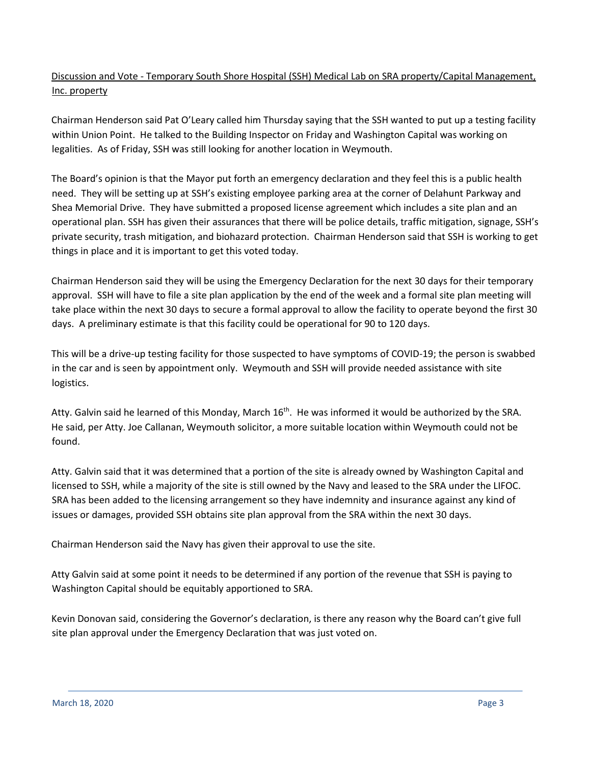Discussion and Vote - Temporary South Shore Hospital (SSH) Medical Lab on SRA property/Capital Management, Inc. property

Chairman Henderson said Pat O'Leary called him Thursday saying that the SSH wanted to put up a testing facility within Union Point. He talked to the Building Inspector on Friday and Washington Capital was working on legalities. As of Friday, SSH was still looking for another location in Weymouth.

The Board's opinion is that the Mayor put forth an emergency declaration and they feel this is a public health need. They will be setting up at SSH's existing employee parking area at the corner of Delahunt Parkway and Shea Memorial Drive. They have submitted a proposed license agreement which includes a site plan and an operational plan. SSH has given their assurances that there will be police details, traffic mitigation, signage, SSH's private security, trash mitigation, and biohazard protection. Chairman Henderson said that SSH is working to get things in place and it is important to get this voted today.

Chairman Henderson said they will be using the Emergency Declaration for the next 30 days for their temporary approval. SSH will have to file a site plan application by the end of the week and a formal site plan meeting will take place within the next 30 days to secure a formal approval to allow the facility to operate beyond the first 30 days. A preliminary estimate is that this facility could be operational for 90 to 120 days.

This will be a drive-up testing facility for those suspected to have symptoms of COVID-19; the person is swabbed in the car and is seen by appointment only. Weymouth and SSH will provide needed assistance with site logistics.

Atty. Galvin said he learned of this Monday, March 16th. He was informed it would be authorized by the SRA. He said, per Atty. Joe Callanan, Weymouth solicitor, a more suitable location within Weymouth could not be found.

Atty. Galvin said that it was determined that a portion of the site is already owned by Washington Capital and licensed to SSH, while a majority of the site is still owned by the Navy and leased to the SRA under the LIFOC. SRA has been added to the licensing arrangement so they have indemnity and insurance against any kind of issues or damages, provided SSH obtains site plan approval from the SRA within the next 30 days.

Chairman Henderson said the Navy has given their approval to use the site.

Atty Galvin said at some point it needs to be determined if any portion of the revenue that SSH is paying to Washington Capital should be equitably apportioned to SRA.

Kevin Donovan said, considering the Governor's declaration, is there any reason why the Board can't give full site plan approval under the Emergency Declaration that was just voted on.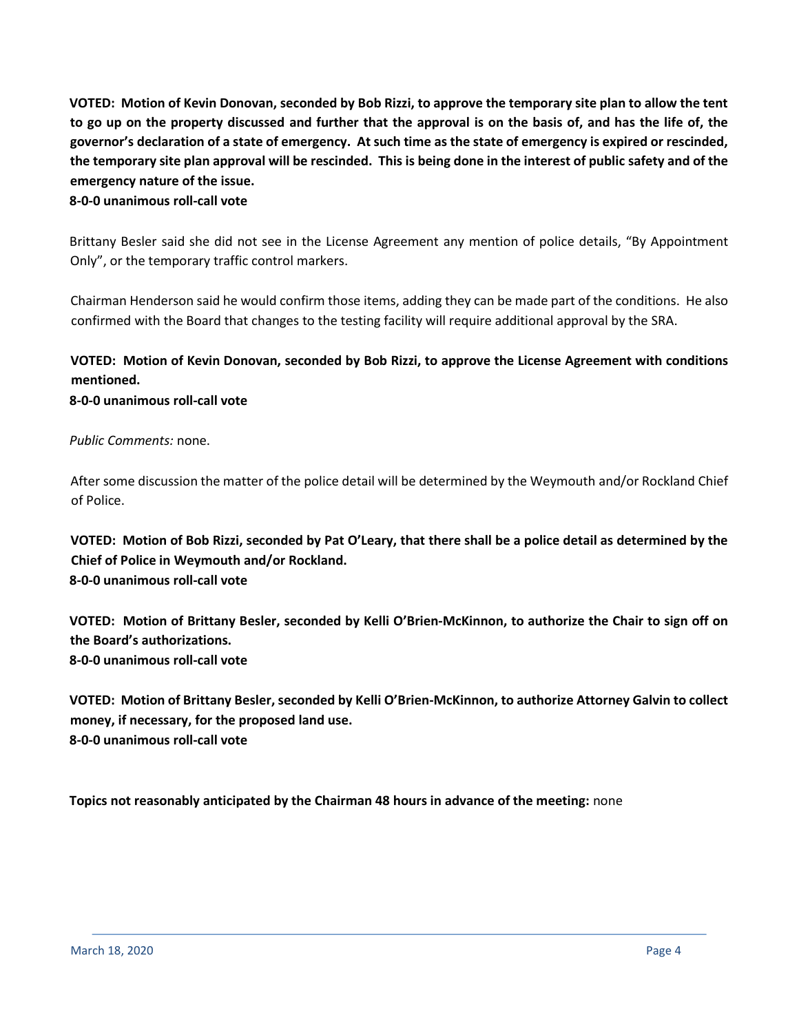**VOTED: Motion of Kevin Donovan, seconded by Bob Rizzi, to approve the temporary site plan to allow the tent to go up on the property discussed and further that the approval is on the basis of, and has the life of, the governor's declaration of a state of emergency. At such time as the state of emergency is expired or rescinded, the temporary site plan approval will be rescinded. This is being done in the interest of public safety and of the emergency nature of the issue.**
**8-0-0 unanimous roll-call vote**

Brittany Besler said she did not see in the License Agreement any mention of police details, "By Appointment Only", or the temporary traffic control markers.

Chairman Henderson said he would confirm those items, adding they can be made part of the conditions. He also confirmed with the Board that changes to the testing facility will require additional approval by the SRA.

**VOTED: Motion of Kevin Donovan, seconded by Bob Rizzi, to approve the License Agreement with conditions mentioned.**
**8-0-0 unanimous roll-call vote**

*Public Comments:* none.

After some discussion the matter of the police detail will be determined by the Weymouth and/or Rockland Chief of Police.

**VOTED: Motion of Bob Rizzi, seconded by Pat O'Leary, that there shall be a police detail as determined by the Chief of Police in Weymouth and/or Rockland.**
**8-0-0 unanimous roll-call vote**

**VOTED: Motion of Brittany Besler, seconded by Kelli O'Brien-McKinnon, to authorize the Chair to sign off on the Board's authorizations.**
**8-0-0 unanimous roll-call vote**

**VOTED: Motion of Brittany Besler, seconded by Kelli O'Brien-McKinnon, to authorize Attorney Galvin to collect money, if necessary, for the proposed land use.**
**8-0-0 unanimous roll-call vote**

**Topics not reasonably anticipated by the Chairman 48 hours in advance of the meeting:** none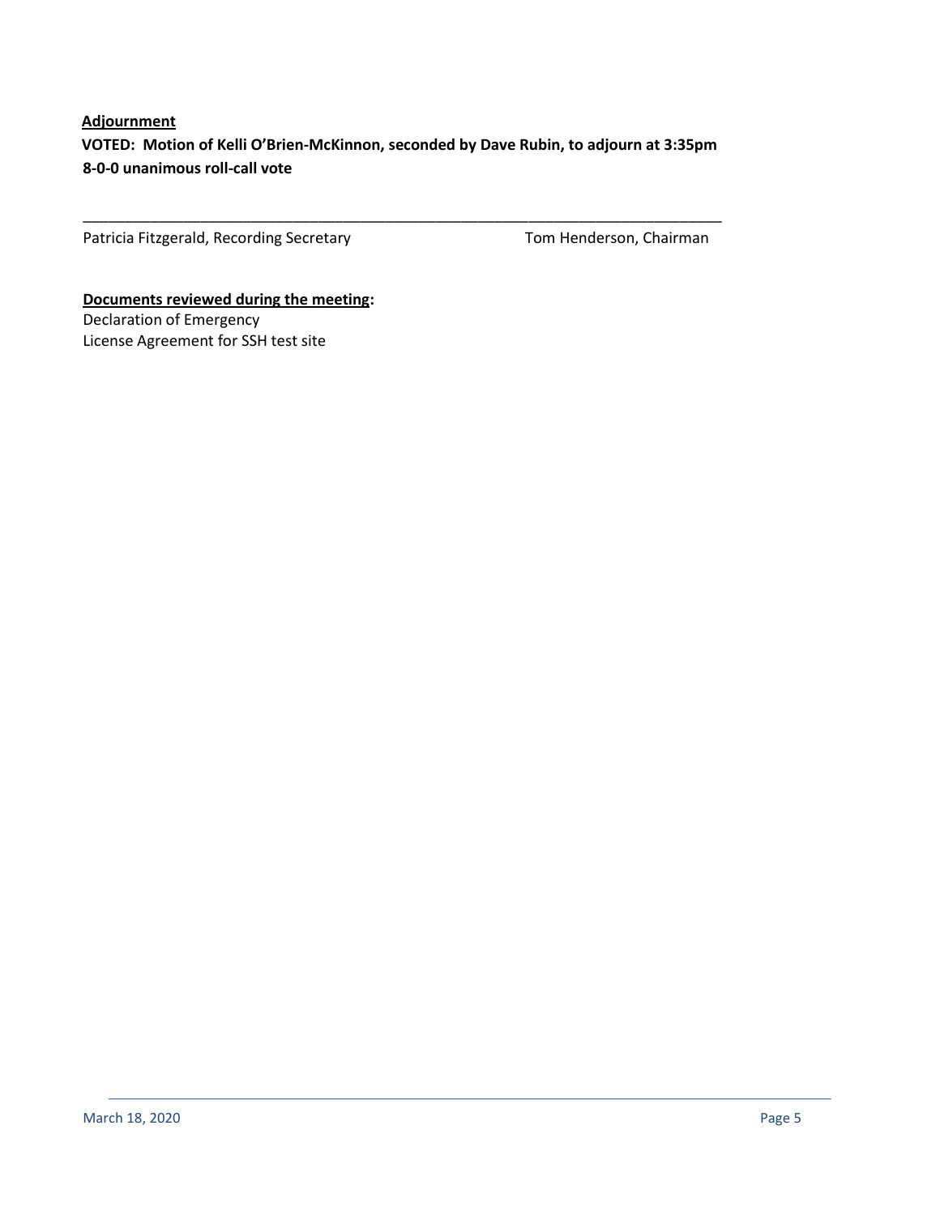**Adjournment**

**VOTED: Motion of Kelli O'Brien-McKinnon, seconded by Dave Rubin, to adjourn at 3:35pm**
**8-0-0 unanimous roll-call vote**

\_\_\_\_\_\_\_\_\_\_\_\_\_\_\_\_\_\_\_\_\_\_\_\_\_\_\_\_\_\_\_\_\_\_\_\_\_\_\_\_\_\_\_\_\_\_\_\_\_\_\_\_\_\_\_\_\_\_\_\_\_\_\_\_\_\_\_\_\_\_\_\_\_\_\_\_

Patricia Fitzgerald, Recording Secretary                    Tom Henderson, Chairman

**Documents reviewed during the meeting:**

Declaration of Emergency
License Agreement for SSH test site